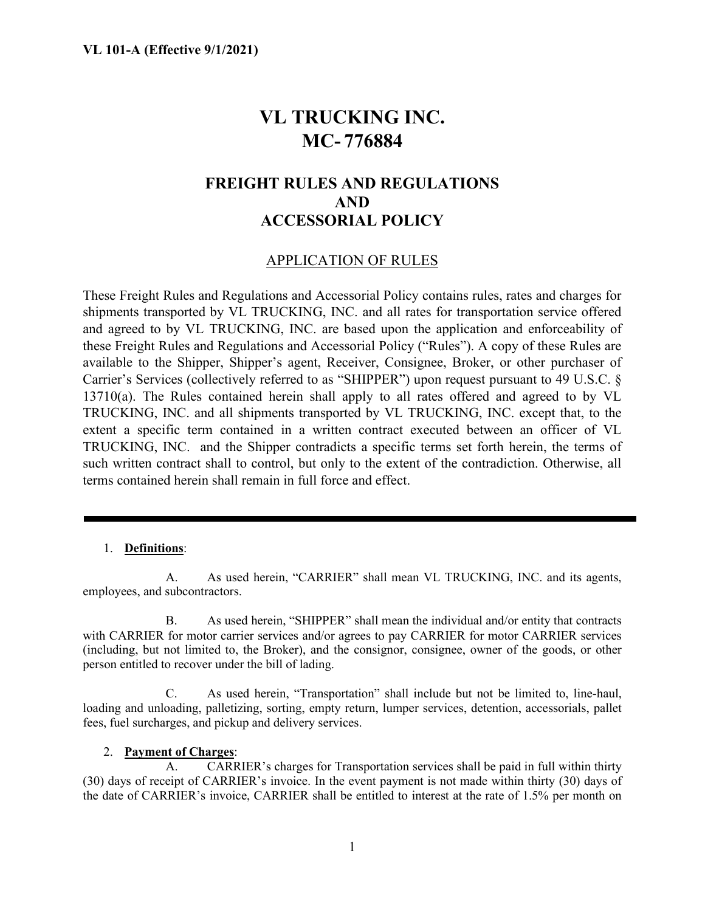**VL 101-A (Effective 9/1/2021)**

# VL TRUCKING INC.
# MC- 776884

## FREIGHT RULES AND REGULATIONS
## AND
## ACCESSORIAL POLICY

### APPLICATION OF RULES

These Freight Rules and Regulations and Accessorial Policy contains rules, rates and charges for shipments transported by VL TRUCKING, INC. and all rates for transportation service offered and agreed to by VL TRUCKING, INC. are based upon the application and enforceability of these Freight Rules and Regulations and Accessorial Policy ("Rules"). A copy of these Rules are available to the Shipper, Shipper's agent, Receiver, Consignee, Broker, or other purchaser of Carrier's Services (collectively referred to as "SHIPPER") upon request pursuant to 49 U.S.C. § 13710(a). The Rules contained herein shall apply to all rates offered and agreed to by VL TRUCKING, INC. and all shipments transported by VL TRUCKING, INC. except that, to the extent a specific term contained in a written contract executed between an officer of VL TRUCKING, INC. and the Shipper contradicts a specific terms set forth herein, the terms of such written contract shall to control, but only to the extent of the contradiction. Otherwise, all terms contained herein shall remain in full force and effect.

---

1. **Definitions**:

   A. As used herein, "CARRIER" shall mean VL TRUCKING, INC. and its agents, employees, and subcontractors.

   B. As used herein, "SHIPPER" shall mean the individual and/or entity that contracts with CARRIER for motor carrier services and/or agrees to pay CARRIER for motor CARRIER services (including, but not limited to, the Broker), and the consignor, consignee, owner of the goods, or other person entitled to recover under the bill of lading.

   C. As used herein, "Transportation" shall include but not be limited to, line-haul, loading and unloading, palletizing, sorting, empty return, lumper services, detention, accessorials, pallet fees, fuel surcharges, and pickup and delivery services.

2. **Payment of Charges**:

   A. CARRIER's charges for Transportation services shall be paid in full within thirty (30) days of receipt of CARRIER's invoice. In the event payment is not made within thirty (30) days of the date of CARRIER's invoice, CARRIER shall be entitled to interest at the rate of 1.5% per month on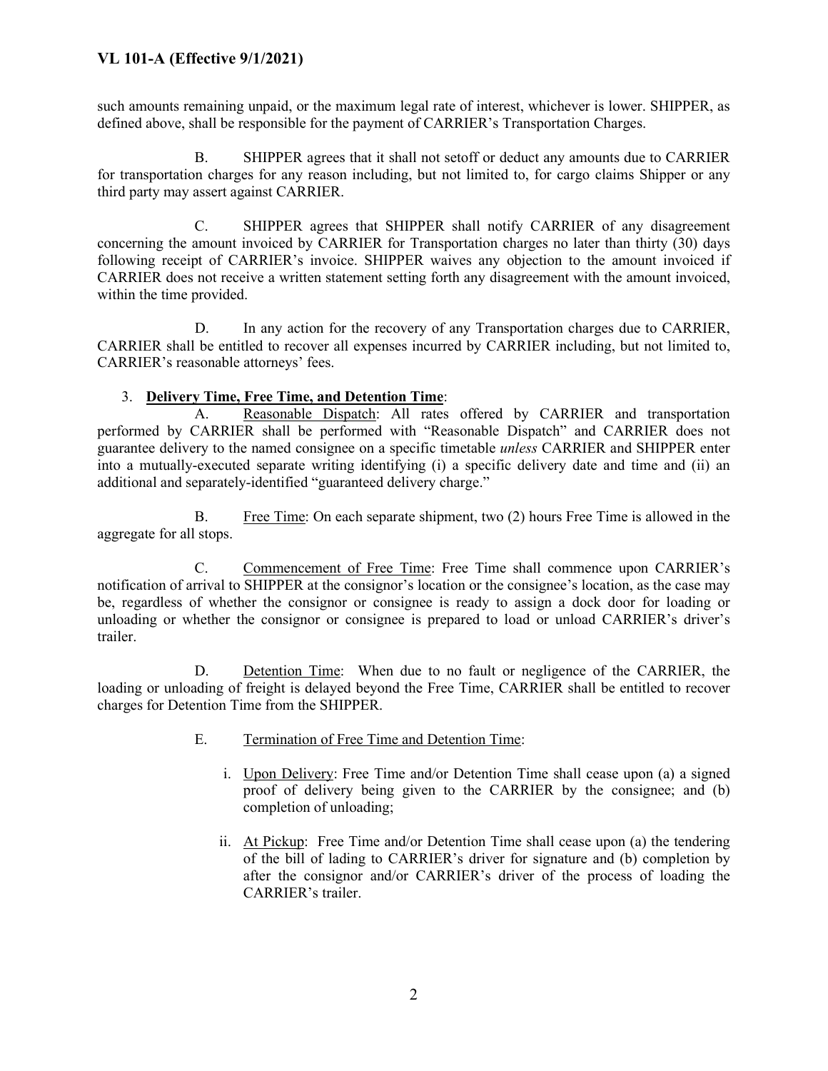such amounts remaining unpaid, or the maximum legal rate of interest, whichever is lower. SHIPPER, as defined above, shall be responsible for the payment of CARRIER's Transportation Charges.

B. SHIPPER agrees that it shall not setoff or deduct any amounts due to CARRIER for transportation charges for any reason including, but not limited to, for cargo claims Shipper or any third party may assert against CARRIER.

C. SHIPPER agrees that SHIPPER shall notify CARRIER of any disagreement concerning the amount invoiced by CARRIER for Transportation charges no later than thirty (30) days following receipt of CARRIER's invoice. SHIPPER waives any objection to the amount invoiced if CARRIER does not receive a written statement setting forth any disagreement with the amount invoiced, within the time provided.

D. In any action for the recovery of any Transportation charges due to CARRIER, CARRIER shall be entitled to recover all expenses incurred by CARRIER including, but not limited to, CARRIER's reasonable attorneys' fees.

3. **Delivery Time, Free Time, and Detention Time**:

A. Reasonable Dispatch: All rates offered by CARRIER and transportation performed by CARRIER shall be performed with "Reasonable Dispatch" and CARRIER does not guarantee delivery to the named consignee on a specific timetable *unless* CARRIER and SHIPPER enter into a mutually-executed separate writing identifying (i) a specific delivery date and time and (ii) an additional and separately-identified "guaranteed delivery charge."

B. Free Time: On each separate shipment, two (2) hours Free Time is allowed in the aggregate for all stops.

C. Commencement of Free Time: Free Time shall commence upon CARRIER's notification of arrival to SHIPPER at the consignor's location or the consignee's location, as the case may be, regardless of whether the consignor or consignee is ready to assign a dock door for loading or unloading or whether the consignor or consignee is prepared to load or unload CARRIER's driver's trailer.

D. Detention Time: When due to no fault or negligence of the CARRIER, the loading or unloading of freight is delayed beyond the Free Time, CARRIER shall be entitled to recover charges for Detention Time from the SHIPPER.

E. Termination of Free Time and Detention Time:

i. Upon Delivery: Free Time and/or Detention Time shall cease upon (a) a signed proof of delivery being given to the CARRIER by the consignee; and (b) completion of unloading;

ii. At Pickup: Free Time and/or Detention Time shall cease upon (a) the tendering of the bill of lading to CARRIER's driver for signature and (b) completion by after the consignor and/or CARRIER's driver of the process of loading the CARRIER's trailer.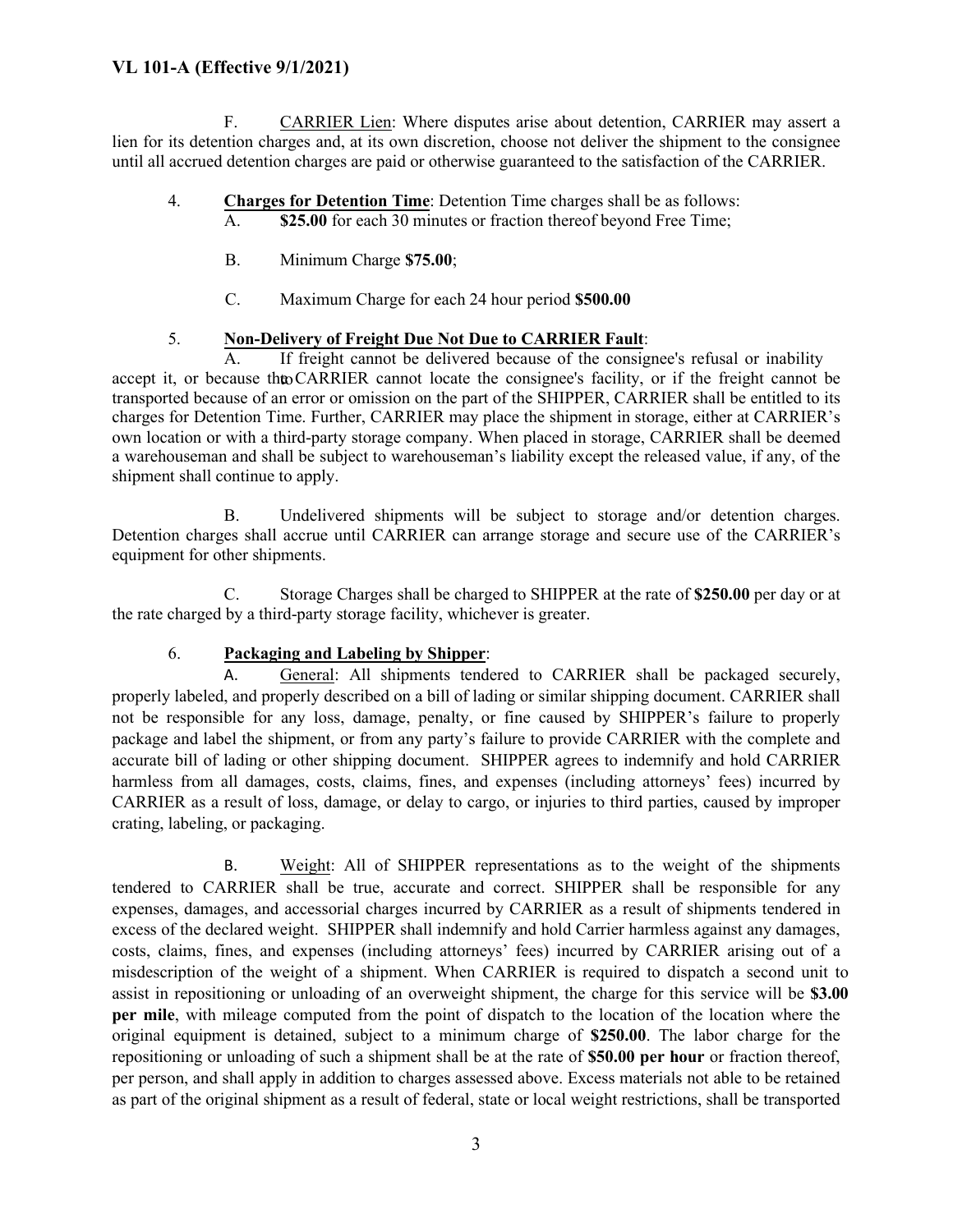F. CARRIER Lien: Where disputes arise about detention, CARRIER may assert a lien for its detention charges and, at its own discretion, choose not deliver the shipment to the consignee until all accrued detention charges are paid or otherwise guaranteed to the satisfaction of the CARRIER.

4. **Charges for Detention Time**: Detention Time charges shall be as follows:

   A. **$25.00** for each 30 minutes or fraction thereof beyond Free Time;

   B. Minimum Charge **$75.00**;

   C. Maximum Charge for each 24 hour period **$500.00**

5. **Non-Delivery of Freight Due Not Due to CARRIER Fault**:

   A. If freight cannot be delivered because of the consignee's refusal or inability to accept it, or because the CARRIER cannot locate the consignee's facility, or if the freight cannot be transported because of an error or omission on the part of the SHIPPER, CARRIER shall be entitled to its charges for Detention Time. Further, CARRIER may place the shipment in storage, either at CARRIER's own location or with a third-party storage company. When placed in storage, CARRIER shall be deemed a warehouseman and shall be subject to warehouseman's liability except the released value, if any, of the shipment shall continue to apply.

   B. Undelivered shipments will be subject to storage and/or detention charges. Detention charges shall accrue until CARRIER can arrange storage and secure use of the CARRIER's equipment for other shipments.

   C. Storage Charges shall be charged to SHIPPER at the rate of **$250.00** per day or at the rate charged by a third-party storage facility, whichever is greater.

6. **Packaging and Labeling by Shipper**:

   A. General: All shipments tendered to CARRIER shall be packaged securely, properly labeled, and properly described on a bill of lading or similar shipping document. CARRIER shall not be responsible for any loss, damage, penalty, or fine caused by SHIPPER's failure to properly package and label the shipment, or from any party's failure to provide CARRIER with the complete and accurate bill of lading or other shipping document. SHIPPER agrees to indemnify and hold CARRIER harmless from all damages, costs, claims, fines, and expenses (including attorneys' fees) incurred by CARRIER as a result of loss, damage, or delay to cargo, or injuries to third parties, caused by improper crating, labeling, or packaging.

   B. Weight: All of SHIPPER representations as to the weight of the shipments tendered to CARRIER shall be true, accurate and correct. SHIPPER shall be responsible for any expenses, damages, and accessorial charges incurred by CARRIER as a result of shipments tendered in excess of the declared weight. SHIPPER shall indemnify and hold Carrier harmless against any damages, costs, claims, fines, and expenses (including attorneys' fees) incurred by CARRIER arising out of a misdescription of the weight of a shipment. When CARRIER is required to dispatch a second unit to assist in repositioning or unloading of an overweight shipment, the charge for this service will be **$3.00 per mile**, with mileage computed from the point of dispatch to the location of the location where the original equipment is detained, subject to a minimum charge of **$250.00**. The labor charge for the repositioning or unloading of such a shipment shall be at the rate of **$50.00 per hour** or fraction thereof, per person, and shall apply in addition to charges assessed above. Excess materials not able to be retained as part of the original shipment as a result of federal, state or local weight restrictions, shall be transported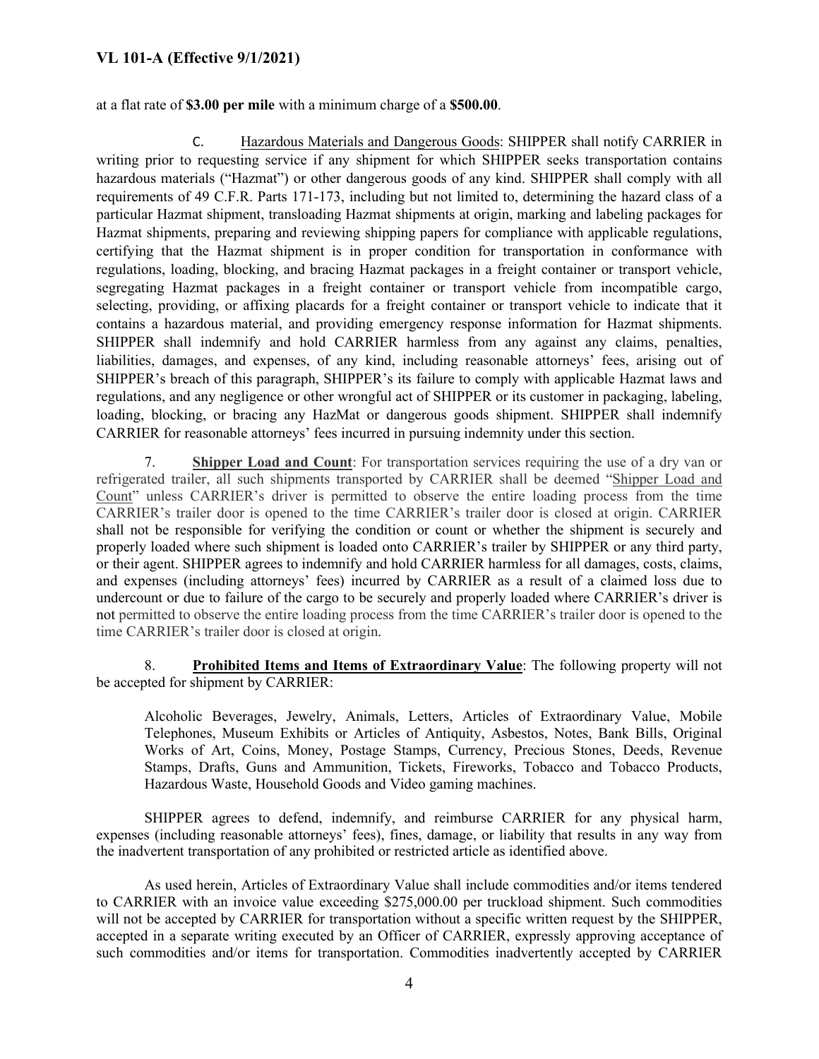at a flat rate of **$3.00 per mile** with a minimum charge of a **$500.00**.

C. Hazardous Materials and Dangerous Goods: SHIPPER shall notify CARRIER in writing prior to requesting service if any shipment for which SHIPPER seeks transportation contains hazardous materials ("Hazmat") or other dangerous goods of any kind. SHIPPER shall comply with all requirements of 49 C.F.R. Parts 171-173, including but not limited to, determining the hazard class of a particular Hazmat shipment, transloading Hazmat shipments at origin, marking and labeling packages for Hazmat shipments, preparing and reviewing shipping papers for compliance with applicable regulations, certifying that the Hazmat shipment is in proper condition for transportation in conformance with regulations, loading, blocking, and bracing Hazmat packages in a freight container or transport vehicle, segregating Hazmat packages in a freight container or transport vehicle from incompatible cargo, selecting, providing, or affixing placards for a freight container or transport vehicle to indicate that it contains a hazardous material, and providing emergency response information for Hazmat shipments. SHIPPER shall indemnify and hold CARRIER harmless from any against any claims, penalties, liabilities, damages, and expenses, of any kind, including reasonable attorneys' fees, arising out of SHIPPER's breach of this paragraph, SHIPPER's its failure to comply with applicable Hazmat laws and regulations, and any negligence or other wrongful act of SHIPPER or its customer in packaging, labeling, loading, blocking, or bracing any HazMat or dangerous goods shipment. SHIPPER shall indemnify CARRIER for reasonable attorneys' fees incurred in pursuing indemnity under this section.

7. **Shipper Load and Count**: For transportation services requiring the use of a dry van or refrigerated trailer, all such shipments transported by CARRIER shall be deemed "Shipper Load and Count" unless CARRIER's driver is permitted to observe the entire loading process from the time CARRIER's trailer door is opened to the time CARRIER's trailer door is closed at origin. CARRIER shall not be responsible for verifying the condition or count or whether the shipment is securely and properly loaded where such shipment is loaded onto CARRIER's trailer by SHIPPER or any third party, or their agent. SHIPPER agrees to indemnify and hold CARRIER harmless for all damages, costs, claims, and expenses (including attorneys' fees) incurred by CARRIER as a result of a claimed loss due to undercount or due to failure of the cargo to be securely and properly loaded where CARRIER's driver is not permitted to observe the entire loading process from the time CARRIER's trailer door is opened to the time CARRIER's trailer door is closed at origin.

8. **Prohibited Items and Items of Extraordinary Value**: The following property will not be accepted for shipment by CARRIER:

Alcoholic Beverages, Jewelry, Animals, Letters, Articles of Extraordinary Value, Mobile Telephones, Museum Exhibits or Articles of Antiquity, Asbestos, Notes, Bank Bills, Original Works of Art, Coins, Money, Postage Stamps, Currency, Precious Stones, Deeds, Revenue Stamps, Drafts, Guns and Ammunition, Tickets, Fireworks, Tobacco and Tobacco Products, Hazardous Waste, Household Goods and Video gaming machines.

SHIPPER agrees to defend, indemnify, and reimburse CARRIER for any physical harm, expenses (including reasonable attorneys' fees), fines, damage, or liability that results in any way from the inadvertent transportation of any prohibited or restricted article as identified above.

As used herein, Articles of Extraordinary Value shall include commodities and/or items tendered to CARRIER with an invoice value exceeding $275,000.00 per truckload shipment. Such commodities will not be accepted by CARRIER for transportation without a specific written request by the SHIPPER, accepted in a separate writing executed by an Officer of CARRIER, expressly approving acceptance of such commodities and/or items for transportation. Commodities inadvertently accepted by CARRIER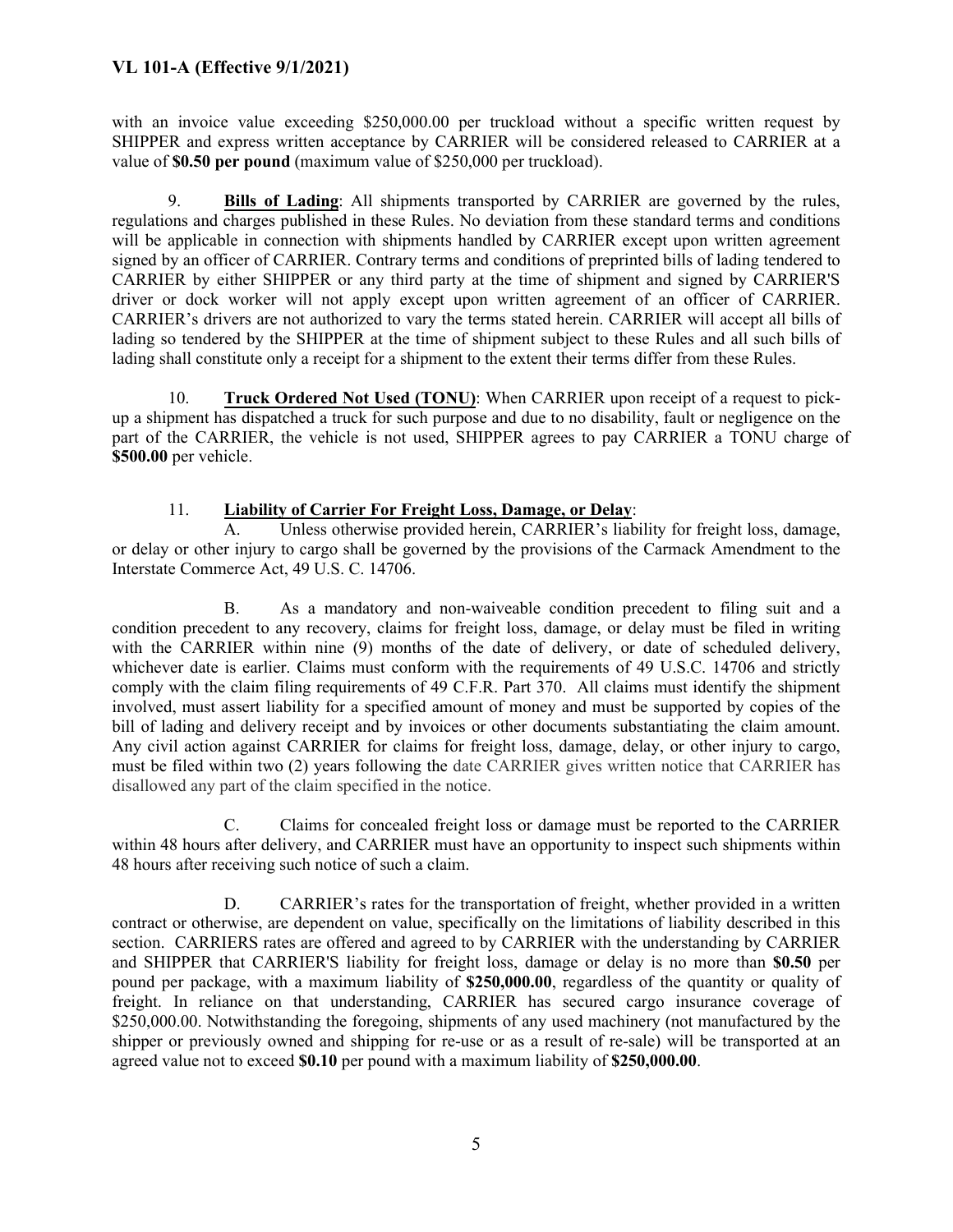with an invoice value exceeding $250,000.00 per truckload without a specific written request by SHIPPER and express written acceptance by CARRIER will be considered released to CARRIER at a value of **$0.50 per pound** (maximum value of $250,000 per truckload).

9. **Bills of Lading**: All shipments transported by CARRIER are governed by the rules, regulations and charges published in these Rules. No deviation from these standard terms and conditions will be applicable in connection with shipments handled by CARRIER except upon written agreement signed by an officer of CARRIER. Contrary terms and conditions of preprinted bills of lading tendered to CARRIER by either SHIPPER or any third party at the time of shipment and signed by CARRIER'S driver or dock worker will not apply except upon written agreement of an officer of CARRIER. CARRIER's drivers are not authorized to vary the terms stated herein. CARRIER will accept all bills of lading so tendered by the SHIPPER at the time of shipment subject to these Rules and all such bills of lading shall constitute only a receipt for a shipment to the extent their terms differ from these Rules.

10. **Truck Ordered Not Used (TONU)**: When CARRIER upon receipt of a request to pick-up a shipment has dispatched a truck for such purpose and due to no disability, fault or negligence on the part of the CARRIER, the vehicle is not used, SHIPPER agrees to pay CARRIER a TONU charge of **$500.00** per vehicle.

11. **Liability of Carrier For Freight Loss, Damage, or Delay**:

A. Unless otherwise provided herein, CARRIER's liability for freight loss, damage, or delay or other injury to cargo shall be governed by the provisions of the Carmack Amendment to the Interstate Commerce Act, 49 U.S. C. 14706.

B. As a mandatory and non-waiveable condition precedent to filing suit and a condition precedent to any recovery, claims for freight loss, damage, or delay must be filed in writing with the CARRIER within nine (9) months of the date of delivery, or date of scheduled delivery, whichever date is earlier. Claims must conform with the requirements of 49 U.S.C. 14706 and strictly comply with the claim filing requirements of 49 C.F.R. Part 370. All claims must identify the shipment involved, must assert liability for a specified amount of money and must be supported by copies of the bill of lading and delivery receipt and by invoices or other documents substantiating the claim amount. Any civil action against CARRIER for claims for freight loss, damage, delay, or other injury to cargo, must be filed within two (2) years following the date CARRIER gives written notice that CARRIER has disallowed any part of the claim specified in the notice.

C. Claims for concealed freight loss or damage must be reported to the CARRIER within 48 hours after delivery, and CARRIER must have an opportunity to inspect such shipments within 48 hours after receiving such notice of such a claim.

D. CARRIER's rates for the transportation of freight, whether provided in a written contract or otherwise, are dependent on value, specifically on the limitations of liability described in this section. CARRIERS rates are offered and agreed to by CARRIER with the understanding by CARRIER and SHIPPER that CARRIER'S liability for freight loss, damage or delay is no more than **$0.50** per pound per package, with a maximum liability of **$250,000.00**, regardless of the quantity or quality of freight. In reliance on that understanding, CARRIER has secured cargo insurance coverage of $250,000.00. Notwithstanding the foregoing, shipments of any used machinery (not manufactured by the shipper or previously owned and shipping for re-use or as a result of re-sale) will be transported at an agreed value not to exceed **$0.10** per pound with a maximum liability of **$250,000.00**.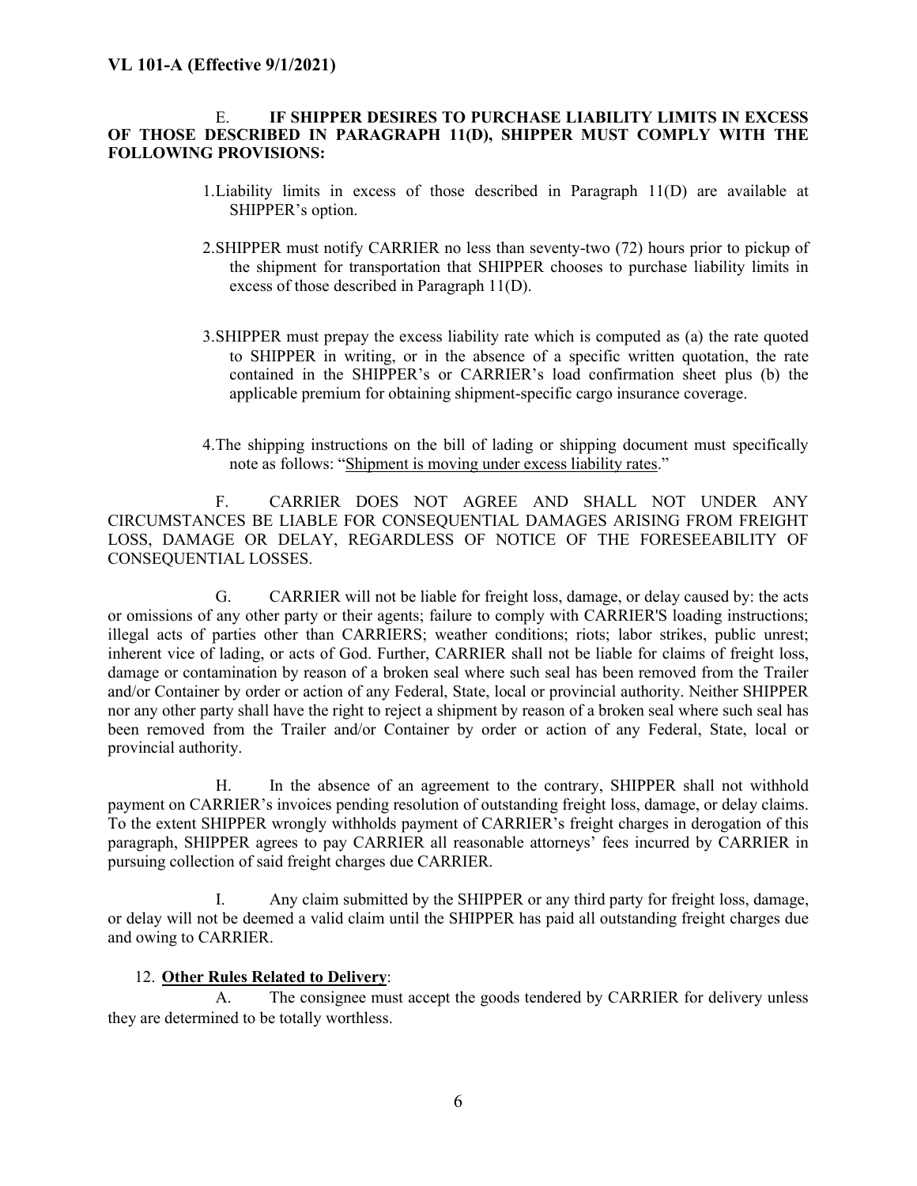E. **IF SHIPPER DESIRES TO PURCHASE LIABILITY LIMITS IN EXCESS OF THOSE DESCRIBED IN PARAGRAPH 11(D), SHIPPER MUST COMPLY WITH THE FOLLOWING PROVISIONS:**

1. Liability limits in excess of those described in Paragraph 11(D) are available at SHIPPER's option.

2. SHIPPER must notify CARRIER no less than seventy-two (72) hours prior to pickup of the shipment for transportation that SHIPPER chooses to purchase liability limits in excess of those described in Paragraph 11(D).

3. SHIPPER must prepay the excess liability rate which is computed as (a) the rate quoted to SHIPPER in writing, or in the absence of a specific written quotation, the rate contained in the SHIPPER's or CARRIER's load confirmation sheet plus (b) the applicable premium for obtaining shipment-specific cargo insurance coverage.

4. The shipping instructions on the bill of lading or shipping document must specifically note as follows: "Shipment is moving under excess liability rates."

F. CARRIER DOES NOT AGREE AND SHALL NOT UNDER ANY CIRCUMSTANCES BE LIABLE FOR CONSEQUENTIAL DAMAGES ARISING FROM FREIGHT LOSS, DAMAGE OR DELAY, REGARDLESS OF NOTICE OF THE FORESEEABILITY OF CONSEQUENTIAL LOSSES.

G. CARRIER will not be liable for freight loss, damage, or delay caused by: the acts or omissions of any other party or their agents; failure to comply with CARRIER'S loading instructions; illegal acts of parties other than CARRIERS; weather conditions; riots; labor strikes, public unrest; inherent vice of lading, or acts of God. Further, CARRIER shall not be liable for claims of freight loss, damage or contamination by reason of a broken seal where such seal has been removed from the Trailer and/or Container by order or action of any Federal, State, local or provincial authority. Neither SHIPPER nor any other party shall have the right to reject a shipment by reason of a broken seal where such seal has been removed from the Trailer and/or Container by order or action of any Federal, State, local or provincial authority.

H. In the absence of an agreement to the contrary, SHIPPER shall not withhold payment on CARRIER's invoices pending resolution of outstanding freight loss, damage, or delay claims. To the extent SHIPPER wrongly withholds payment of CARRIER's freight charges in derogation of this paragraph, SHIPPER agrees to pay CARRIER all reasonable attorneys' fees incurred by CARRIER in pursuing collection of said freight charges due CARRIER.

I. Any claim submitted by the SHIPPER or any third party for freight loss, damage, or delay will not be deemed a valid claim until the SHIPPER has paid all outstanding freight charges due and owing to CARRIER.

12. **Other Rules Related to Delivery**:

A. The consignee must accept the goods tendered by CARRIER for delivery unless they are determined to be totally worthless.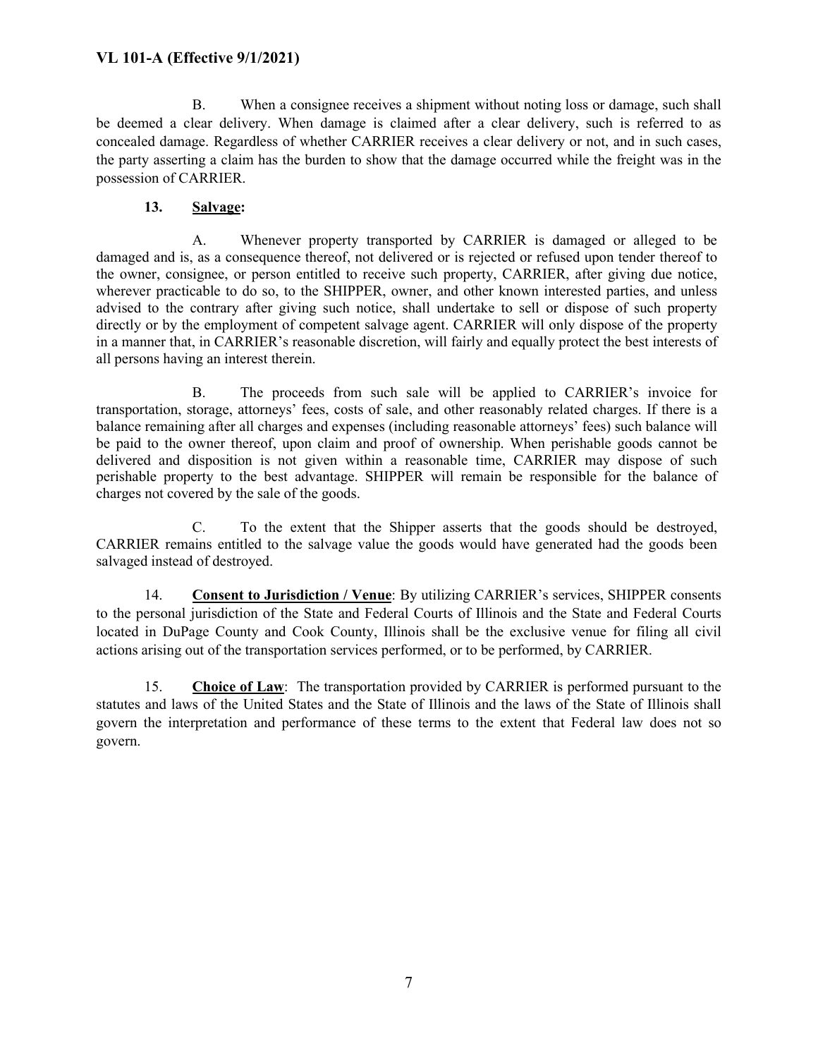B. When a consignee receives a shipment without noting loss or damage, such shall be deemed a clear delivery. When damage is claimed after a clear delivery, such is referred to as concealed damage. Regardless of whether CARRIER receives a clear delivery or not, and in such cases, the party asserting a claim has the burden to show that the damage occurred while the freight was in the possession of CARRIER.

**13. Salvage:**

A. Whenever property transported by CARRIER is damaged or alleged to be damaged and is, as a consequence thereof, not delivered or is rejected or refused upon tender thereof to the owner, consignee, or person entitled to receive such property, CARRIER, after giving due notice, wherever practicable to do so, to the SHIPPER, owner, and other known interested parties, and unless advised to the contrary after giving such notice, shall undertake to sell or dispose of such property directly or by the employment of competent salvage agent. CARRIER will only dispose of the property in a manner that, in CARRIER's reasonable discretion, will fairly and equally protect the best interests of all persons having an interest therein.

B. The proceeds from such sale will be applied to CARRIER's invoice for transportation, storage, attorneys' fees, costs of sale, and other reasonably related charges. If there is a balance remaining after all charges and expenses (including reasonable attorneys' fees) such balance will be paid to the owner thereof, upon claim and proof of ownership. When perishable goods cannot be delivered and disposition is not given within a reasonable time, CARRIER may dispose of such perishable property to the best advantage. SHIPPER will remain be responsible for the balance of charges not covered by the sale of the goods.

C. To the extent that the Shipper asserts that the goods should be destroyed, CARRIER remains entitled to the salvage value the goods would have generated had the goods been salvaged instead of destroyed.

14. **Consent to Jurisdiction / Venue**: By utilizing CARRIER's services, SHIPPER consents to the personal jurisdiction of the State and Federal Courts of Illinois and the State and Federal Courts located in DuPage County and Cook County, Illinois shall be the exclusive venue for filing all civil actions arising out of the transportation services performed, or to be performed, by CARRIER.

15. **Choice of Law**: The transportation provided by CARRIER is performed pursuant to the statutes and laws of the United States and the State of Illinois and the laws of the State of Illinois shall govern the interpretation and performance of these terms to the extent that Federal law does not so govern.